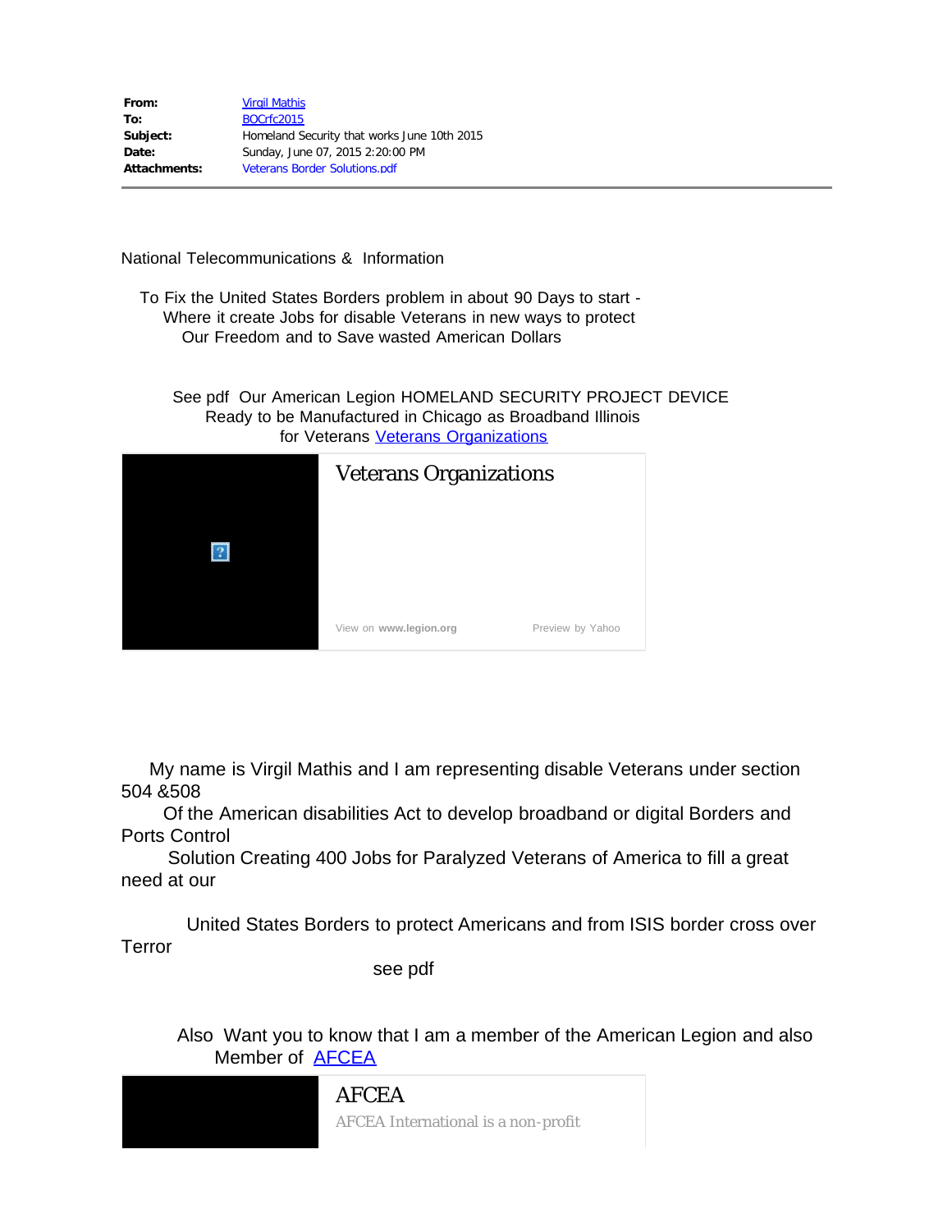| | |
|---|---|
| **From:** | Virgil Mathis |
| **To:** | BOCrfc2015 |
| **Subject:** | Homeland Security that works June 10th 2015 |
| **Date:** | Sunday, June 07, 2015 2:20:00 PM |
| **Attachments:** | Veterans Border Solutions.pdf |

---

National Telecommunications & Information

To Fix the United States Borders problem in about 90 Days to start -
Where it create Jobs for disable Veterans in new ways to protect
Our Freedom and to Save wasted American Dollars

See pdf Our American Legion HOMELAND SECURITY PROJECT DEVICE
Ready to be Manufactured in Chicago as Broadband Illinois
for Veterans Veterans Organizations

Veterans Organizations

View on www.legion.org Preview by Yahoo

My name is Virgil Mathis and I am representing disable Veterans under section 504 &508
Of the American disabilities Act to develop broadband or digital Borders and Ports Control
Solution Creating 400 Jobs for Paralyzed Veterans of America to fill a great need at our

United States Borders to protect Americans and from ISIS border cross over Terror

see pdf

Also Want you to know that I am a member of the American Legion and also
Member of AFCEA

AFCEA

AFCEA International is a non-profit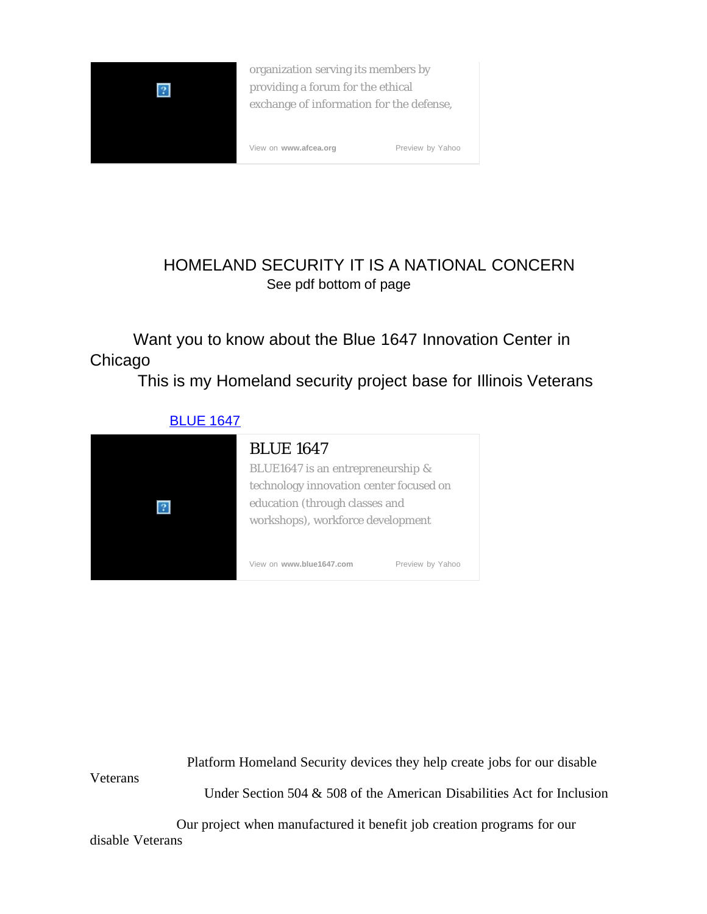organization serving its members by providing a forum for the ethical exchange of information for the defense,

View on **www.afcea.org** Preview by Yahoo

HOMELAND SECURITY IT IS A NATIONAL CONCERN

See pdf bottom of page

Want you to know about the Blue 1647 Innovation Center in Chicago

This is my Homeland security project base for Illinois Veterans

BLUE 1647

BLUE 1647

BLUE1647 is an entrepreneurship & technology innovation center focused on education (through classes and workshops), workforce development

View on **www.blue1647.com** Preview by Yahoo

Platform Homeland Security devices they help create jobs for our disable Veterans

Under Section 504 & 508 of the American Disabilities Act for Inclusion

Our project when manufactured it benefit job creation programs for our disable Veterans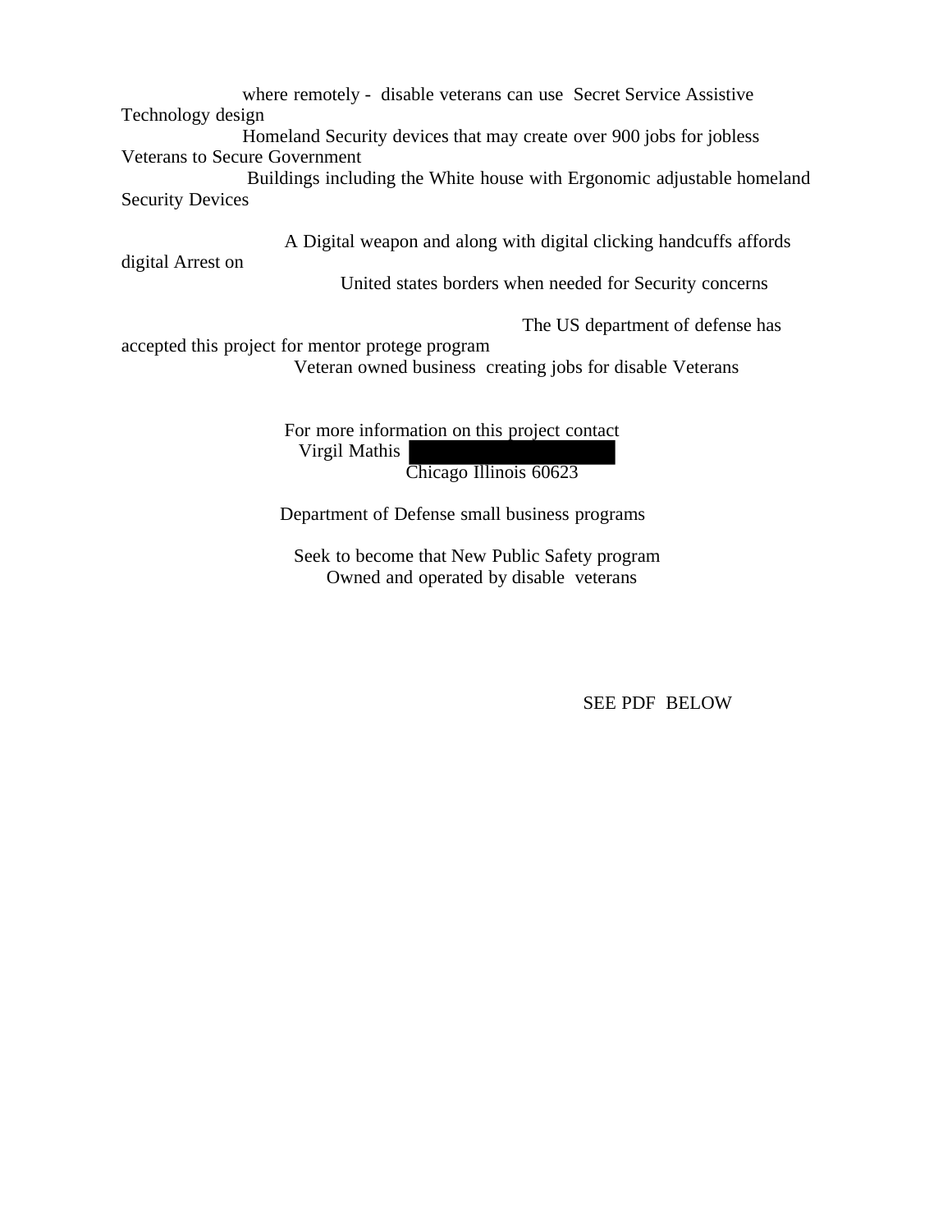where remotely - disable veterans can use Secret Service Assistive Technology design Homeland Security devices that may create over 900 jobs for jobless Veterans to Secure Government Buildings including the White house with Ergonomic adjustable homeland Security Devices

A Digital weapon and along with digital clicking handcuffs affords digital Arrest on United states borders when needed for Security concerns

The US department of defense has accepted this project for mentor protege program
Veteran owned business creating jobs for disable Veterans

For more information on this project contact
Virgil Mathis
Chicago Illinois 60623

Department of Defense small business programs

Seek to become that New Public Safety program
Owned and operated by disable veterans

SEE PDF BELOW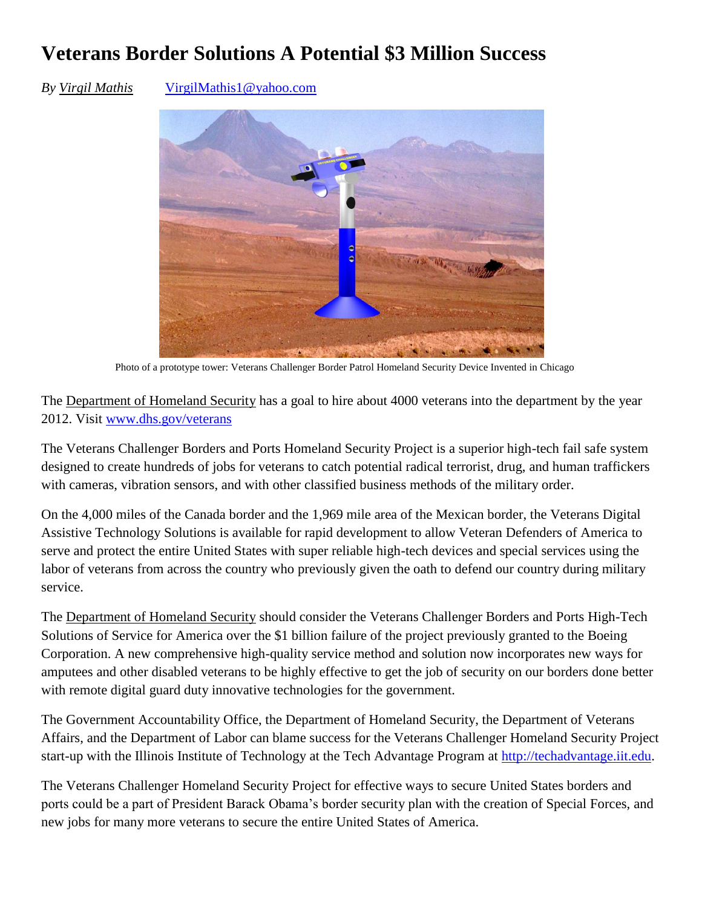# Veterans Border Solutions A Potential $3 Million Success

*By Virgil Mathis* VirgilMathis1@yahoo.com

Photo of a prototype tower: Veterans Challenger Border Patrol Homeland Security Device Invented in Chicago

The Department of Homeland Security has a goal to hire about 4000 veterans into the department by the year 2012. Visit www.dhs.gov/veterans

The Veterans Challenger Borders and Ports Homeland Security Project is a superior high-tech fail safe system designed to create hundreds of jobs for veterans to catch potential radical terrorist, drug, and human traffickers with cameras, vibration sensors, and with other classified business methods of the military order.

On the 4,000 miles of the Canada border and the 1,969 mile area of the Mexican border, the Veterans Digital Assistive Technology Solutions is available for rapid development to allow Veteran Defenders of America to serve and protect the entire United States with super reliable high-tech devices and special services using the labor of veterans from across the country who previously given the oath to defend our country during military service.

The Department of Homeland Security should consider the Veterans Challenger Borders and Ports High-Tech Solutions of Service for America over the $1 billion failure of the project previously granted to the Boeing Corporation. A new comprehensive high-quality service method and solution now incorporates new ways for amputees and other disabled veterans to be highly effective to get the job of security on our borders done better with remote digital guard duty innovative technologies for the government.

The Government Accountability Office, the Department of Homeland Security, the Department of Veterans Affairs, and the Department of Labor can blame success for the Veterans Challenger Homeland Security Project start-up with the Illinois Institute of Technology at the Tech Advantage Program at http://techadvantage.iit.edu.

The Veterans Challenger Homeland Security Project for effective ways to secure United States borders and ports could be a part of President Barack Obama's border security plan with the creation of Special Forces, and new jobs for many more veterans to secure the entire United States of America.